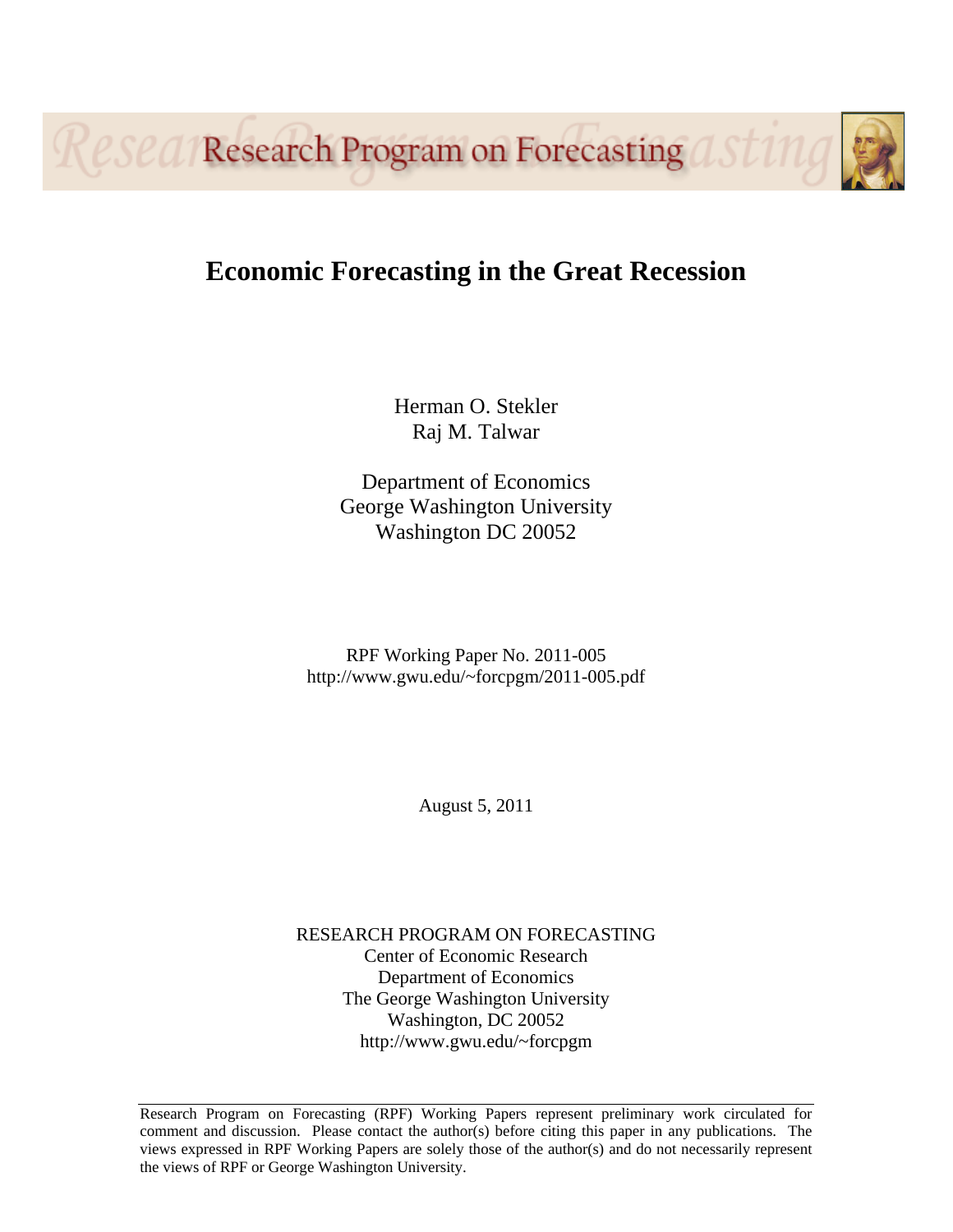Research Program on Forecasting

# Economic Forecasting in the Great Recession

Herman O. Stekler
Raj M. Talwar

Department of Economics
George Washington University
Washington DC 20052

RPF Working Paper No. 2011-005
http://www.gwu.edu/~forcpgm/2011-005.pdf

August 5, 2011

RESEARCH PROGRAM ON FORECASTING
Center of Economic Research
Department of Economics
The George Washington University
Washington, DC 20052
http://www.gwu.edu/~forcpgm

Research Program on Forecasting (RPF) Working Papers represent preliminary work circulated for comment and discussion. Please contact the author(s) before citing this paper in any publications. The views expressed in RPF Working Papers are solely those of the author(s) and do not necessarily represent the views of RPF or George Washington University.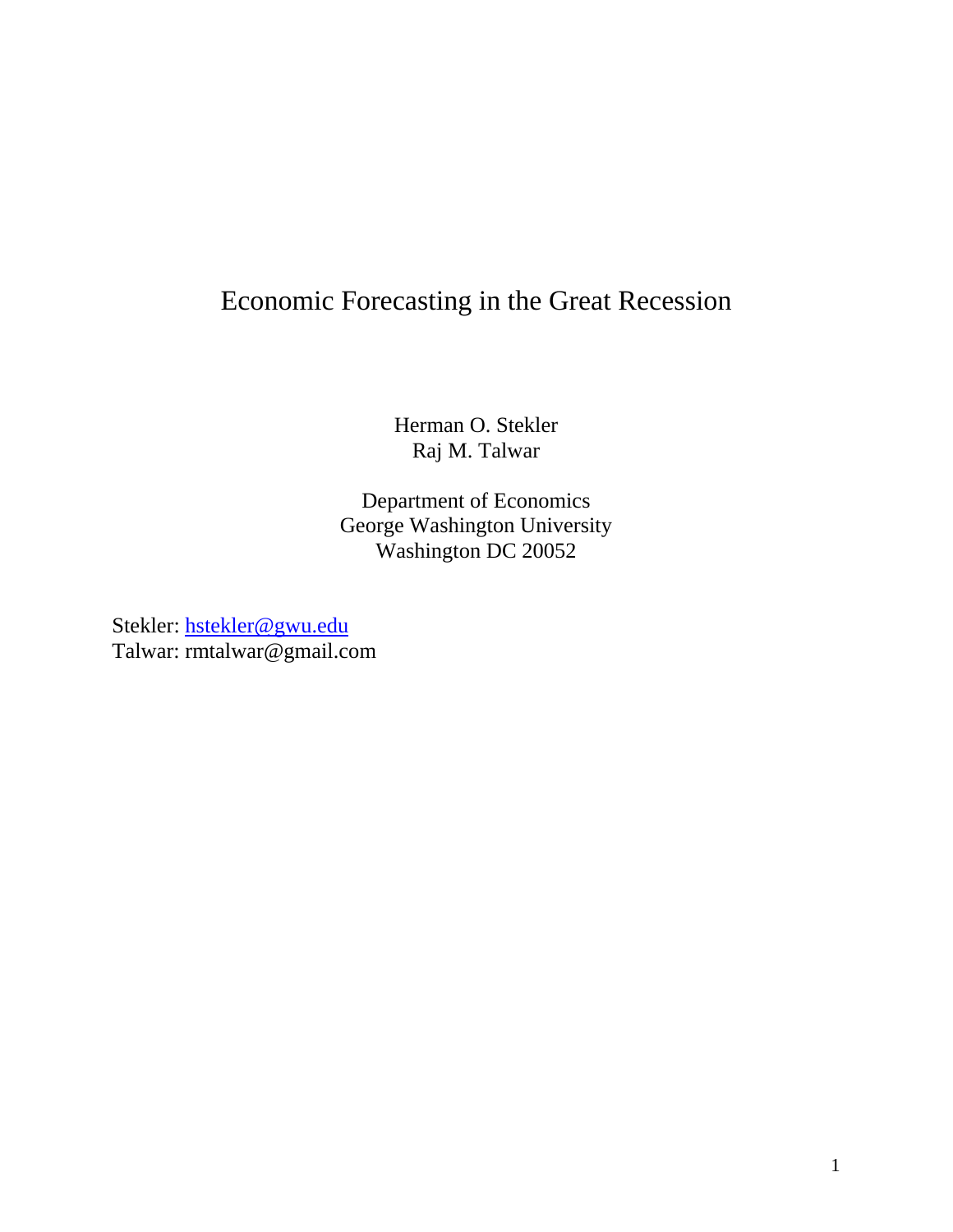# Economic Forecasting in the Great Recession

Herman O. Stekler
Raj M. Talwar

Department of Economics
George Washington University
Washington DC 20052

Stekler: hstekler@gwu.edu
Talwar: rmtalwar@gmail.com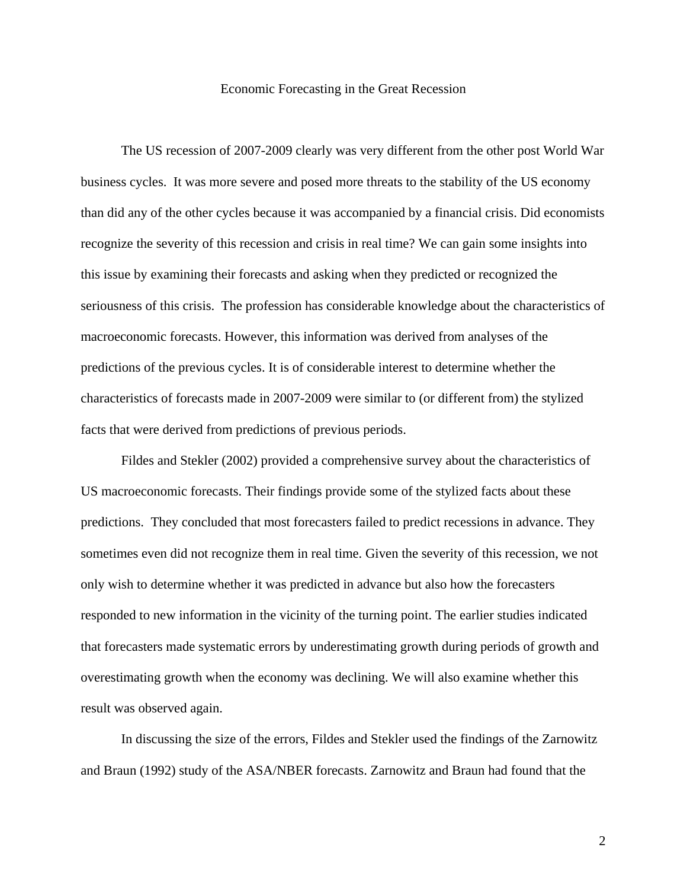# Economic Forecasting in the Great Recession

The US recession of 2007-2009 clearly was very different from the other post World War business cycles. It was more severe and posed more threats to the stability of the US economy than did any of the other cycles because it was accompanied by a financial crisis. Did economists recognize the severity of this recession and crisis in real time? We can gain some insights into this issue by examining their forecasts and asking when they predicted or recognized the seriousness of this crisis. The profession has considerable knowledge about the characteristics of macroeconomic forecasts. However, this information was derived from analyses of the predictions of the previous cycles. It is of considerable interest to determine whether the characteristics of forecasts made in 2007-2009 were similar to (or different from) the stylized facts that were derived from predictions of previous periods.

Fildes and Stekler (2002) provided a comprehensive survey about the characteristics of US macroeconomic forecasts. Their findings provide some of the stylized facts about these predictions. They concluded that most forecasters failed to predict recessions in advance. They sometimes even did not recognize them in real time. Given the severity of this recession, we not only wish to determine whether it was predicted in advance but also how the forecasters responded to new information in the vicinity of the turning point. The earlier studies indicated that forecasters made systematic errors by underestimating growth during periods of growth and overestimating growth when the economy was declining. We will also examine whether this result was observed again.

In discussing the size of the errors, Fildes and Stekler used the findings of the Zarnowitz and Braun (1992) study of the ASA/NBER forecasts. Zarnowitz and Braun had found that the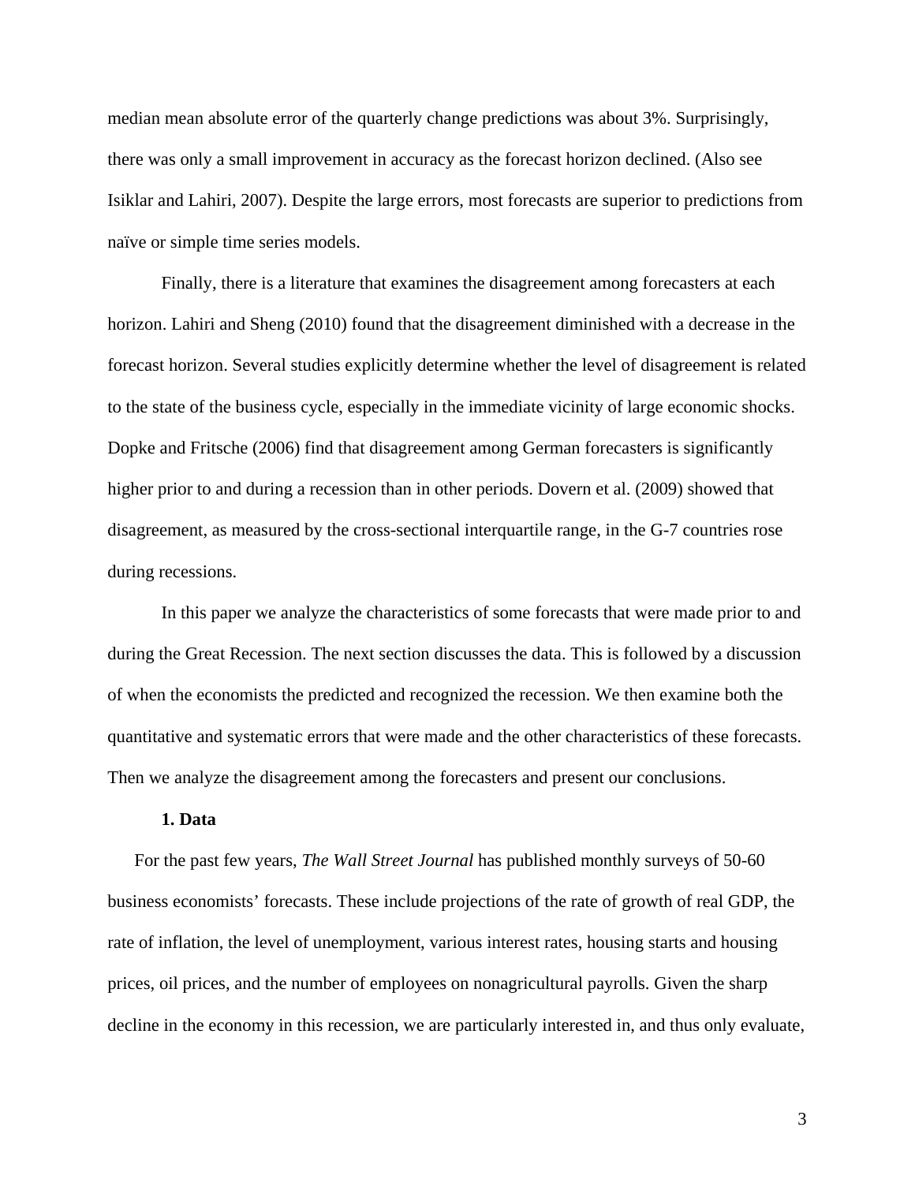median mean absolute error of the quarterly change predictions was about 3%. Surprisingly, there was only a small improvement in accuracy as the forecast horizon declined. (Also see Isiklar and Lahiri, 2007). Despite the large errors, most forecasts are superior to predictions from naïve or simple time series models.

Finally, there is a literature that examines the disagreement among forecasters at each horizon. Lahiri and Sheng (2010) found that the disagreement diminished with a decrease in the forecast horizon. Several studies explicitly determine whether the level of disagreement is related to the state of the business cycle, especially in the immediate vicinity of large economic shocks. Dopke and Fritsche (2006) find that disagreement among German forecasters is significantly higher prior to and during a recession than in other periods. Dovern et al. (2009) showed that disagreement, as measured by the cross-sectional interquartile range, in the G-7 countries rose during recessions.

In this paper we analyze the characteristics of some forecasts that were made prior to and during the Great Recession. The next section discusses the data. This is followed by a discussion of when the economists the predicted and recognized the recession. We then examine both the quantitative and systematic errors that were made and the other characteristics of these forecasts. Then we analyze the disagreement among the forecasters and present our conclusions.

### 1. Data

For the past few years, *The Wall Street Journal* has published monthly surveys of 50-60 business economists' forecasts. These include projections of the rate of growth of real GDP, the rate of inflation, the level of unemployment, various interest rates, housing starts and housing prices, oil prices, and the number of employees on nonagricultural payrolls. Given the sharp decline in the economy in this recession, we are particularly interested in, and thus only evaluate,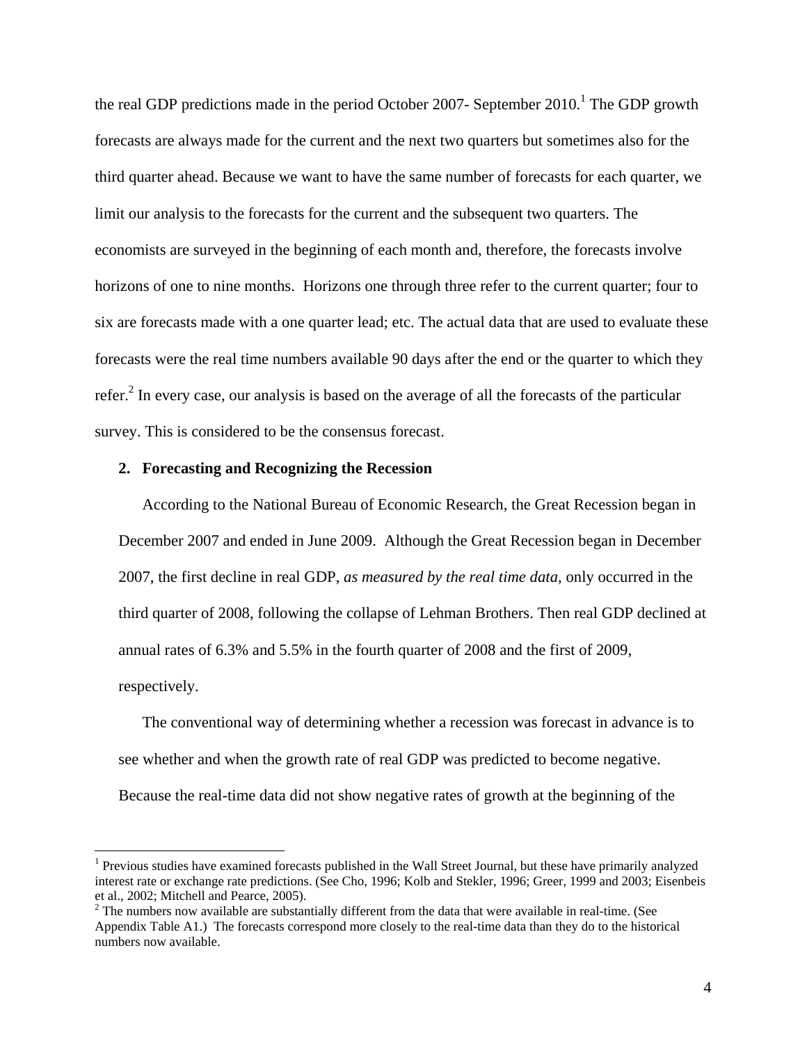the real GDP predictions made in the period October 2007- September 2010.[1] The GDP growth forecasts are always made for the current and the next two quarters but sometimes also for the third quarter ahead. Because we want to have the same number of forecasts for each quarter, we limit our analysis to the forecasts for the current and the subsequent two quarters. The economists are surveyed in the beginning of each month and, therefore, the forecasts involve horizons of one to nine months. Horizons one through three refer to the current quarter; four to six are forecasts made with a one quarter lead; etc. The actual data that are used to evaluate these forecasts were the real time numbers available 90 days after the end or the quarter to which they refer.[2] In every case, our analysis is based on the average of all the forecasts of the particular survey. This is considered to be the consensus forecast.

## 2. Forecasting and Recognizing the Recession

According to the National Bureau of Economic Research, the Great Recession began in December 2007 and ended in June 2009. Although the Great Recession began in December 2007, the first decline in real GDP, *as measured by the real time data*, only occurred in the third quarter of 2008, following the collapse of Lehman Brothers. Then real GDP declined at annual rates of 6.3% and 5.5% in the fourth quarter of 2008 and the first of 2009, respectively.

The conventional way of determining whether a recession was forecast in advance is to see whether and when the growth rate of real GDP was predicted to become negative. Because the real-time data did not show negative rates of growth at the beginning of the

---

[1] Previous studies have examined forecasts published in the Wall Street Journal, but these have primarily analyzed interest rate or exchange rate predictions. (See Cho, 1996; Kolb and Stekler, 1996; Greer, 1999 and 2003; Eisenbeis et al., 2002; Mitchell and Pearce, 2005).

[2] The numbers now available are substantially different from the data that were available in real-time. (See Appendix Table A1.) The forecasts correspond more closely to the real-time data than they do to the historical numbers now available.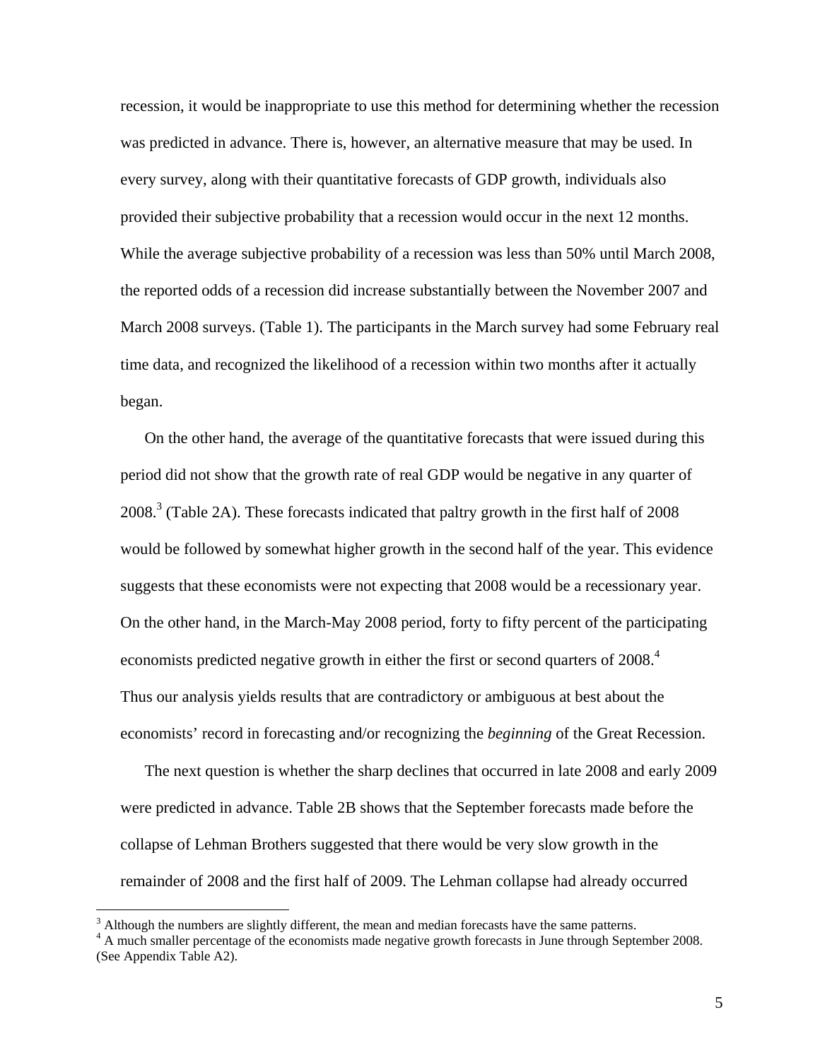recession, it would be inappropriate to use this method for determining whether the recession was predicted in advance. There is, however, an alternative measure that may be used. In every survey, along with their quantitative forecasts of GDP growth, individuals also provided their subjective probability that a recession would occur in the next 12 months. While the average subjective probability of a recession was less than 50% until March 2008, the reported odds of a recession did increase substantially between the November 2007 and March 2008 surveys. (Table 1). The participants in the March survey had some February real time data, and recognized the likelihood of a recession within two months after it actually began.

On the other hand, the average of the quantitative forecasts that were issued during this period did not show that the growth rate of real GDP would be negative in any quarter of 2008.[3] (Table 2A). These forecasts indicated that paltry growth in the first half of 2008 would be followed by somewhat higher growth in the second half of the year. This evidence suggests that these economists were not expecting that 2008 would be a recessionary year. On the other hand, in the March-May 2008 period, forty to fifty percent of the participating economists predicted negative growth in either the first or second quarters of 2008.[4] Thus our analysis yields results that are contradictory or ambiguous at best about the economists' record in forecasting and/or recognizing the *beginning* of the Great Recession.

The next question is whether the sharp declines that occurred in late 2008 and early 2009 were predicted in advance. Table 2B shows that the September forecasts made before the collapse of Lehman Brothers suggested that there would be very slow growth in the remainder of 2008 and the first half of 2009. The Lehman collapse had already occurred

---

[3] Although the numbers are slightly different, the mean and median forecasts have the same patterns.

[4] A much smaller percentage of the economists made negative growth forecasts in June through September 2008. (See Appendix Table A2).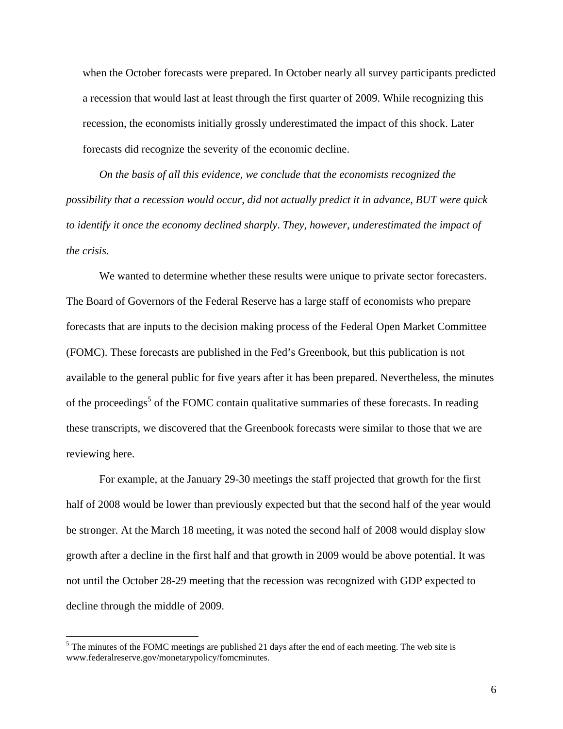when the October forecasts were prepared. In October nearly all survey participants predicted a recession that would last at least through the first quarter of 2009. While recognizing this recession, the economists initially grossly underestimated the impact of this shock. Later forecasts did recognize the severity of the economic decline.

*On the basis of all this evidence, we conclude that the economists recognized the possibility that a recession would occur, did not actually predict it in advance, BUT were quick to identify it once the economy declined sharply. They, however, underestimated the impact of the crisis.*

We wanted to determine whether these results were unique to private sector forecasters. The Board of Governors of the Federal Reserve has a large staff of economists who prepare forecasts that are inputs to the decision making process of the Federal Open Market Committee (FOMC). These forecasts are published in the Fed's Greenbook, but this publication is not available to the general public for five years after it has been prepared. Nevertheless, the minutes of the proceedings[5] of the FOMC contain qualitative summaries of these forecasts. In reading these transcripts, we discovered that the Greenbook forecasts were similar to those that we are reviewing here.

For example, at the January 29-30 meetings the staff projected that growth for the first half of 2008 would be lower than previously expected but that the second half of the year would be stronger. At the March 18 meeting, it was noted the second half of 2008 would display slow growth after a decline in the first half and that growth in 2009 would be above potential. It was not until the October 28-29 meeting that the recession was recognized with GDP expected to decline through the middle of 2009.

[5] The minutes of the FOMC meetings are published 21 days after the end of each meeting. The web site is www.federalreserve.gov/monetarypolicy/fomcminutes.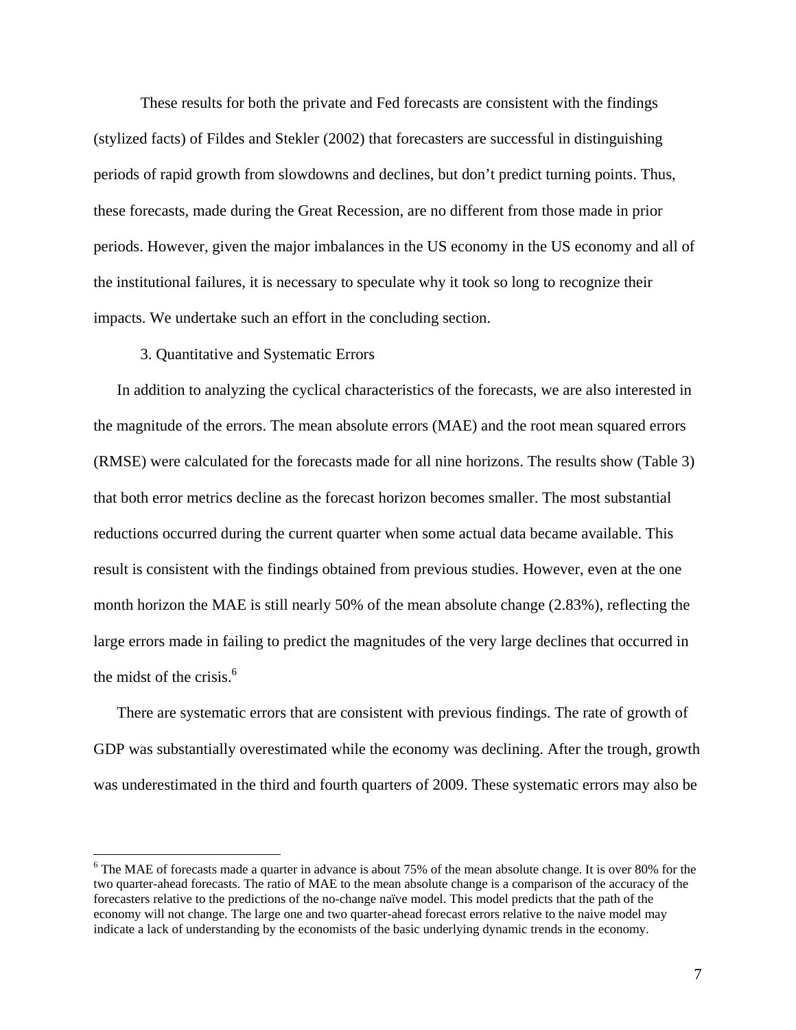These results for both the private and Fed forecasts are consistent with the findings (stylized facts) of Fildes and Stekler (2002) that forecasters are successful in distinguishing periods of rapid growth from slowdowns and declines, but don't predict turning points. Thus, these forecasts, made during the Great Recession, are no different from those made in prior periods. However, given the major imbalances in the US economy in the US economy and all of the institutional failures, it is necessary to speculate why it took so long to recognize their impacts. We undertake such an effort in the concluding section.

## 3. Quantitative and Systematic Errors

In addition to analyzing the cyclical characteristics of the forecasts, we are also interested in the magnitude of the errors. The mean absolute errors (MAE) and the root mean squared errors (RMSE) were calculated for the forecasts made for all nine horizons. The results show (Table 3) that both error metrics decline as the forecast horizon becomes smaller. The most substantial reductions occurred during the current quarter when some actual data became available. This result is consistent with the findings obtained from previous studies. However, even at the one month horizon the MAE is still nearly 50% of the mean absolute change (2.83%), reflecting the large errors made in failing to predict the magnitudes of the very large declines that occurred in the midst of the crisis.[6]

There are systematic errors that are consistent with previous findings. The rate of growth of GDP was substantially overestimated while the economy was declining. After the trough, growth was underestimated in the third and fourth quarters of 2009. These systematic errors may also be

[6] The MAE of forecasts made a quarter in advance is about 75% of the mean absolute change. It is over 80% for the two quarter-ahead forecasts. The ratio of MAE to the mean absolute change is a comparison of the accuracy of the forecasters relative to the predictions of the no-change naïve model. This model predicts that the path of the economy will not change. The large one and two quarter-ahead forecast errors relative to the naive model may indicate a lack of understanding by the economists of the basic underlying dynamic trends in the economy.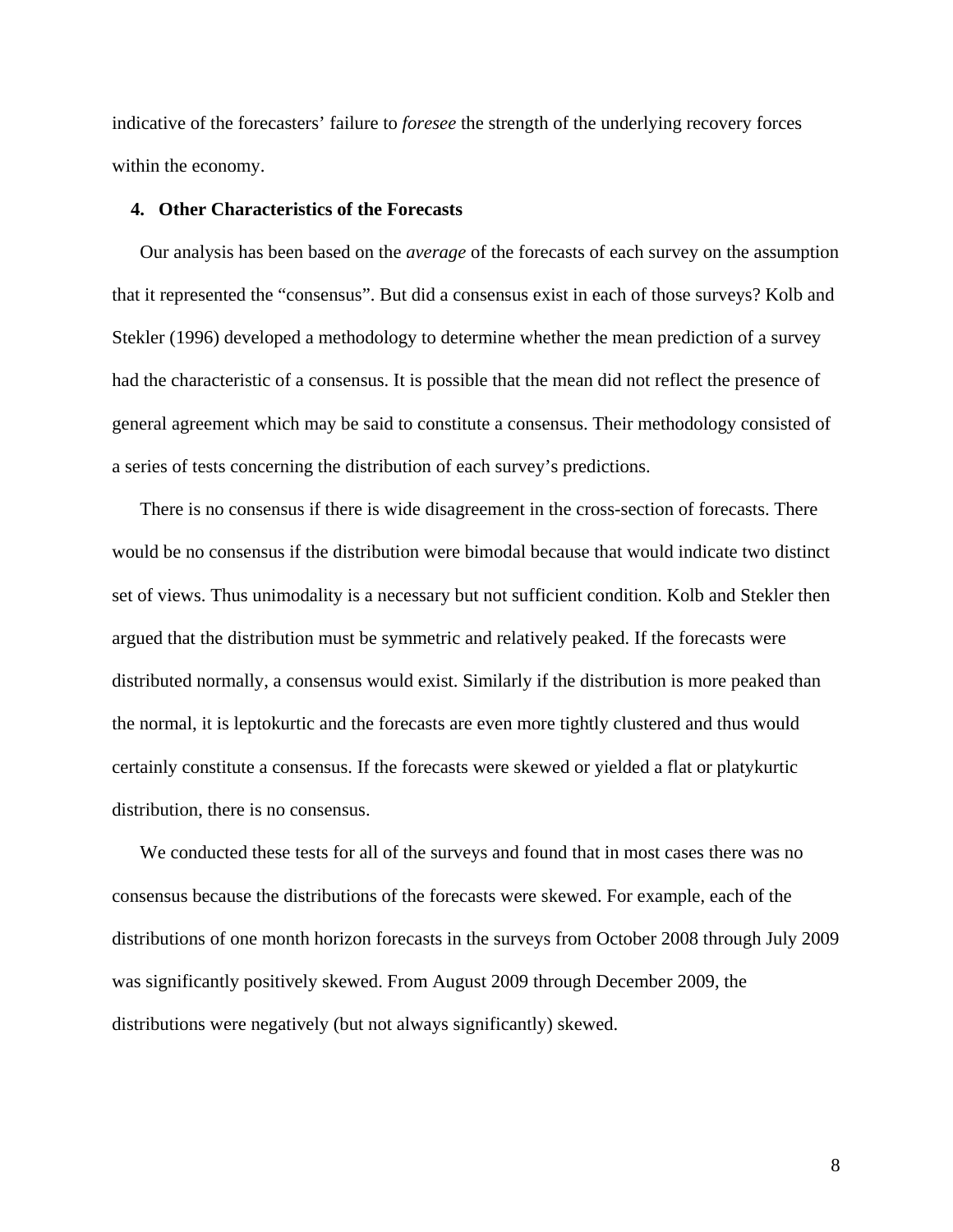indicative of the forecasters' failure to *foresee* the strength of the underlying recovery forces within the economy.

## 4. Other Characteristics of the Forecasts

Our analysis has been based on the *average* of the forecasts of each survey on the assumption that it represented the "consensus". But did a consensus exist in each of those surveys? Kolb and Stekler (1996) developed a methodology to determine whether the mean prediction of a survey had the characteristic of a consensus. It is possible that the mean did not reflect the presence of general agreement which may be said to constitute a consensus. Their methodology consisted of a series of tests concerning the distribution of each survey's predictions.

There is no consensus if there is wide disagreement in the cross-section of forecasts. There would be no consensus if the distribution were bimodal because that would indicate two distinct set of views. Thus unimodality is a necessary but not sufficient condition. Kolb and Stekler then argued that the distribution must be symmetric and relatively peaked. If the forecasts were distributed normally, a consensus would exist. Similarly if the distribution is more peaked than the normal, it is leptokurtic and the forecasts are even more tightly clustered and thus would certainly constitute a consensus. If the forecasts were skewed or yielded a flat or platykurtic distribution, there is no consensus.

We conducted these tests for all of the surveys and found that in most cases there was no consensus because the distributions of the forecasts were skewed. For example, each of the distributions of one month horizon forecasts in the surveys from October 2008 through July 2009 was significantly positively skewed. From August 2009 through December 2009, the distributions were negatively (but not always significantly) skewed.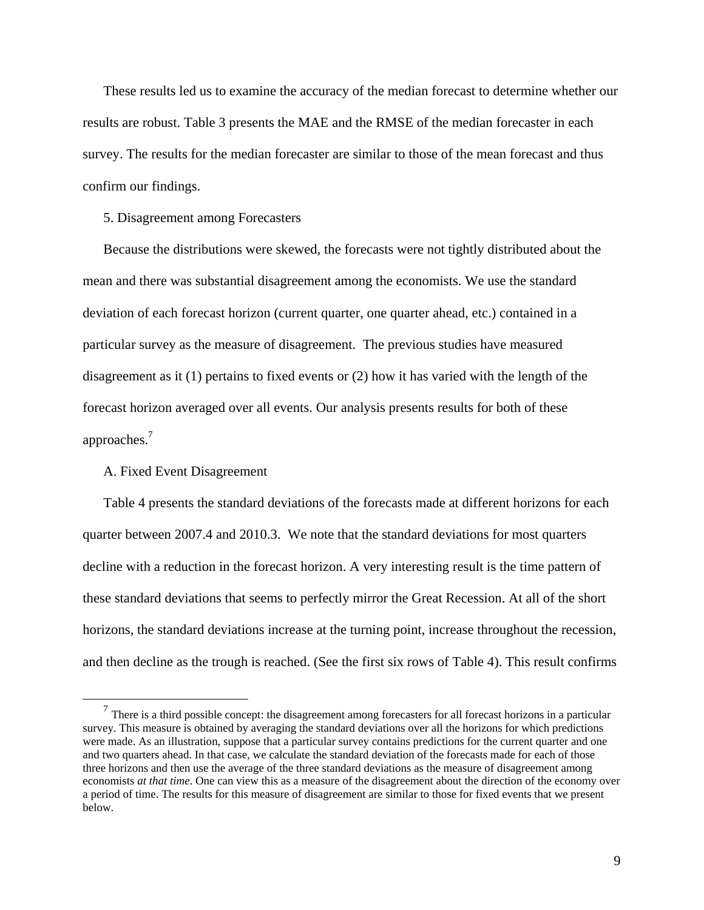These results led us to examine the accuracy of the median forecast to determine whether our results are robust. Table 3 presents the MAE and the RMSE of the median forecaster in each survey. The results for the median forecaster are similar to those of the mean forecast and thus confirm our findings.

## 5. Disagreement among Forecasters

Because the distributions were skewed, the forecasts were not tightly distributed about the mean and there was substantial disagreement among the economists. We use the standard deviation of each forecast horizon (current quarter, one quarter ahead, etc.) contained in a particular survey as the measure of disagreement. The previous studies have measured disagreement as it (1) pertains to fixed events or (2) how it has varied with the length of the forecast horizon averaged over all events. Our analysis presents results for both of these approaches.[7]

### A. Fixed Event Disagreement

Table 4 presents the standard deviations of the forecasts made at different horizons for each quarter between 2007.4 and 2010.3. We note that the standard deviations for most quarters decline with a reduction in the forecast horizon. A very interesting result is the time pattern of these standard deviations that seems to perfectly mirror the Great Recession. At all of the short horizons, the standard deviations increase at the turning point, increase throughout the recession, and then decline as the trough is reached. (See the first six rows of Table 4). This result confirms

[7] There is a third possible concept: the disagreement among forecasters for all forecast horizons in a particular survey. This measure is obtained by averaging the standard deviations over all the horizons for which predictions were made. As an illustration, suppose that a particular survey contains predictions for the current quarter and one and two quarters ahead. In that case, we calculate the standard deviation of the forecasts made for each of those three horizons and then use the average of the three standard deviations as the measure of disagreement among economists *at that time*. One can view this as a measure of the disagreement about the direction of the economy over a period of time. The results for this measure of disagreement are similar to those for fixed events that we present below.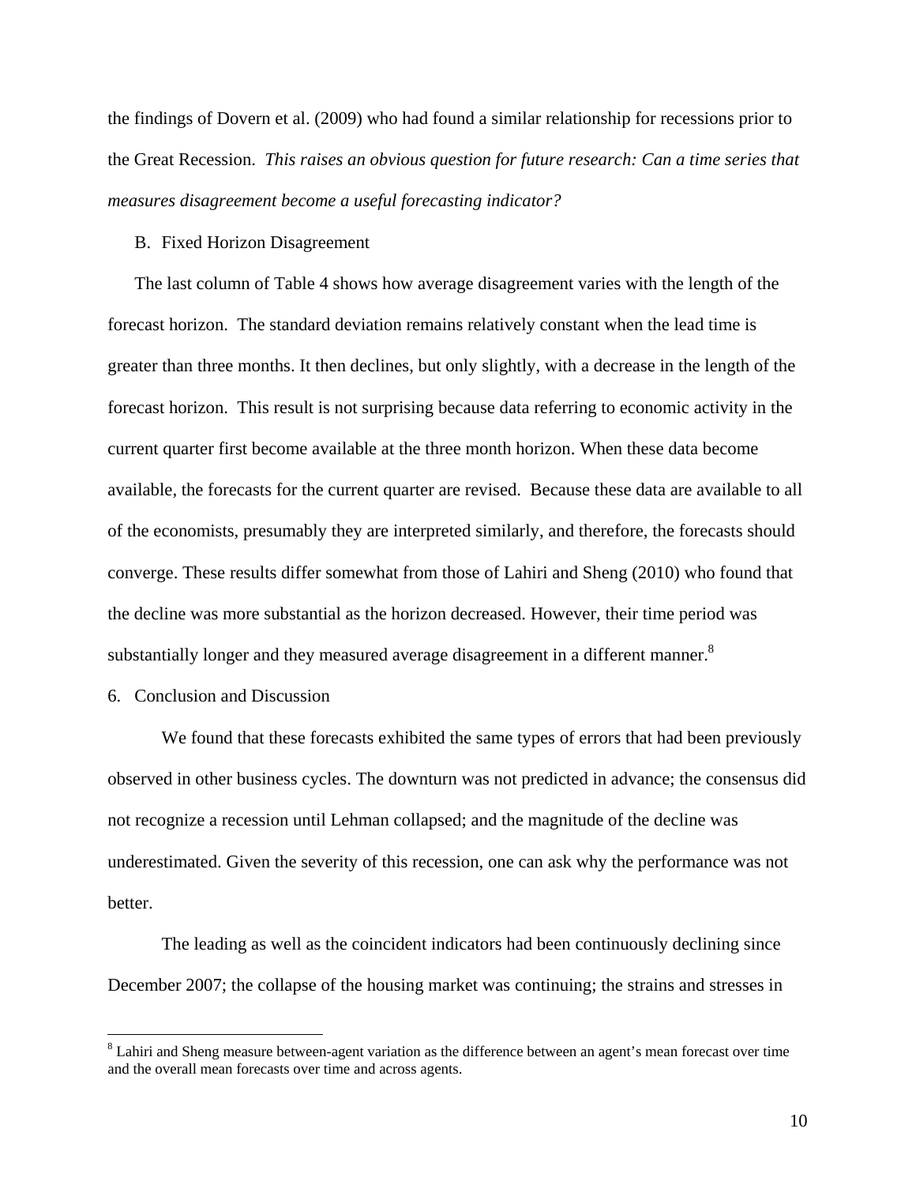the findings of Dovern et al. (2009) who had found a similar relationship for recessions prior to the Great Recession. *This raises an obvious question for future research: Can a time series that measures disagreement become a useful forecasting indicator?*

### B. Fixed Horizon Disagreement

The last column of Table 4 shows how average disagreement varies with the length of the forecast horizon. The standard deviation remains relatively constant when the lead time is greater than three months. It then declines, but only slightly, with a decrease in the length of the forecast horizon. This result is not surprising because data referring to economic activity in the current quarter first become available at the three month horizon. When these data become available, the forecasts for the current quarter are revised. Because these data are available to all of the economists, presumably they are interpreted similarly, and therefore, the forecasts should converge. These results differ somewhat from those of Lahiri and Sheng (2010) who found that the decline was more substantial as the horizon decreased. However, their time period was substantially longer and they measured average disagreement in a different manner.[8]

## 6. Conclusion and Discussion

We found that these forecasts exhibited the same types of errors that had been previously observed in other business cycles. The downturn was not predicted in advance; the consensus did not recognize a recession until Lehman collapsed; and the magnitude of the decline was underestimated. Given the severity of this recession, one can ask why the performance was not better.

The leading as well as the coincident indicators had been continuously declining since December 2007; the collapse of the housing market was continuing; the strains and stresses in

[8] Lahiri and Sheng measure between-agent variation as the difference between an agent's mean forecast over time and the overall mean forecasts over time and across agents.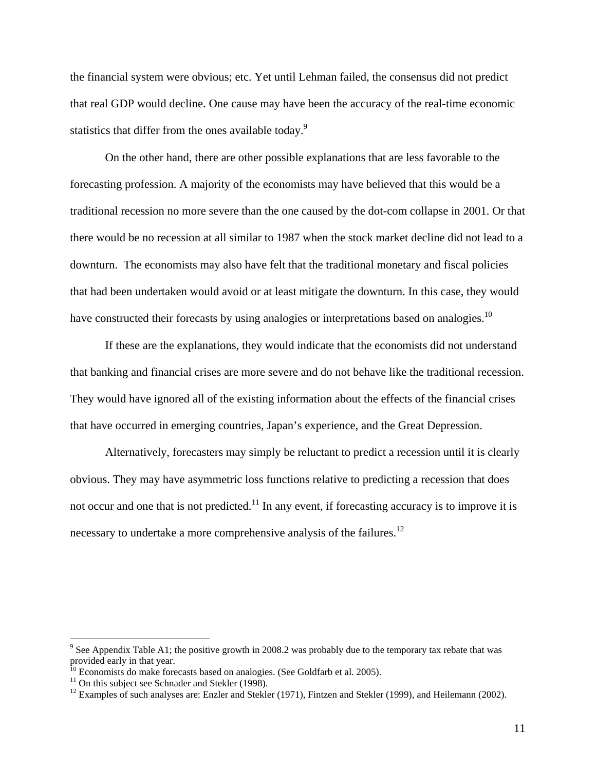the financial system were obvious; etc. Yet until Lehman failed, the consensus did not predict that real GDP would decline. One cause may have been the accuracy of the real-time economic statistics that differ from the ones available today.[9]

On the other hand, there are other possible explanations that are less favorable to the forecasting profession. A majority of the economists may have believed that this would be a traditional recession no more severe than the one caused by the dot-com collapse in 2001. Or that there would be no recession at all similar to 1987 when the stock market decline did not lead to a downturn. The economists may also have felt that the traditional monetary and fiscal policies that had been undertaken would avoid or at least mitigate the downturn. In this case, they would have constructed their forecasts by using analogies or interpretations based on analogies.[10]

If these are the explanations, they would indicate that the economists did not understand that banking and financial crises are more severe and do not behave like the traditional recession. They would have ignored all of the existing information about the effects of the financial crises that have occurred in emerging countries, Japan's experience, and the Great Depression.

Alternatively, forecasters may simply be reluctant to predict a recession until it is clearly obvious. They may have asymmetric loss functions relative to predicting a recession that does not occur and one that is not predicted.[11] In any event, if forecasting accuracy is to improve it is necessary to undertake a more comprehensive analysis of the failures.[12]

---

[9] See Appendix Table A1; the positive growth in 2008.2 was probably due to the temporary tax rebate that was provided early in that year.

[10] Economists do make forecasts based on analogies. (See Goldfarb et al. 2005).

[11] On this subject see Schnader and Stekler (1998).

[12] Examples of such analyses are: Enzler and Stekler (1971), Fintzen and Stekler (1999), and Heilemann (2002).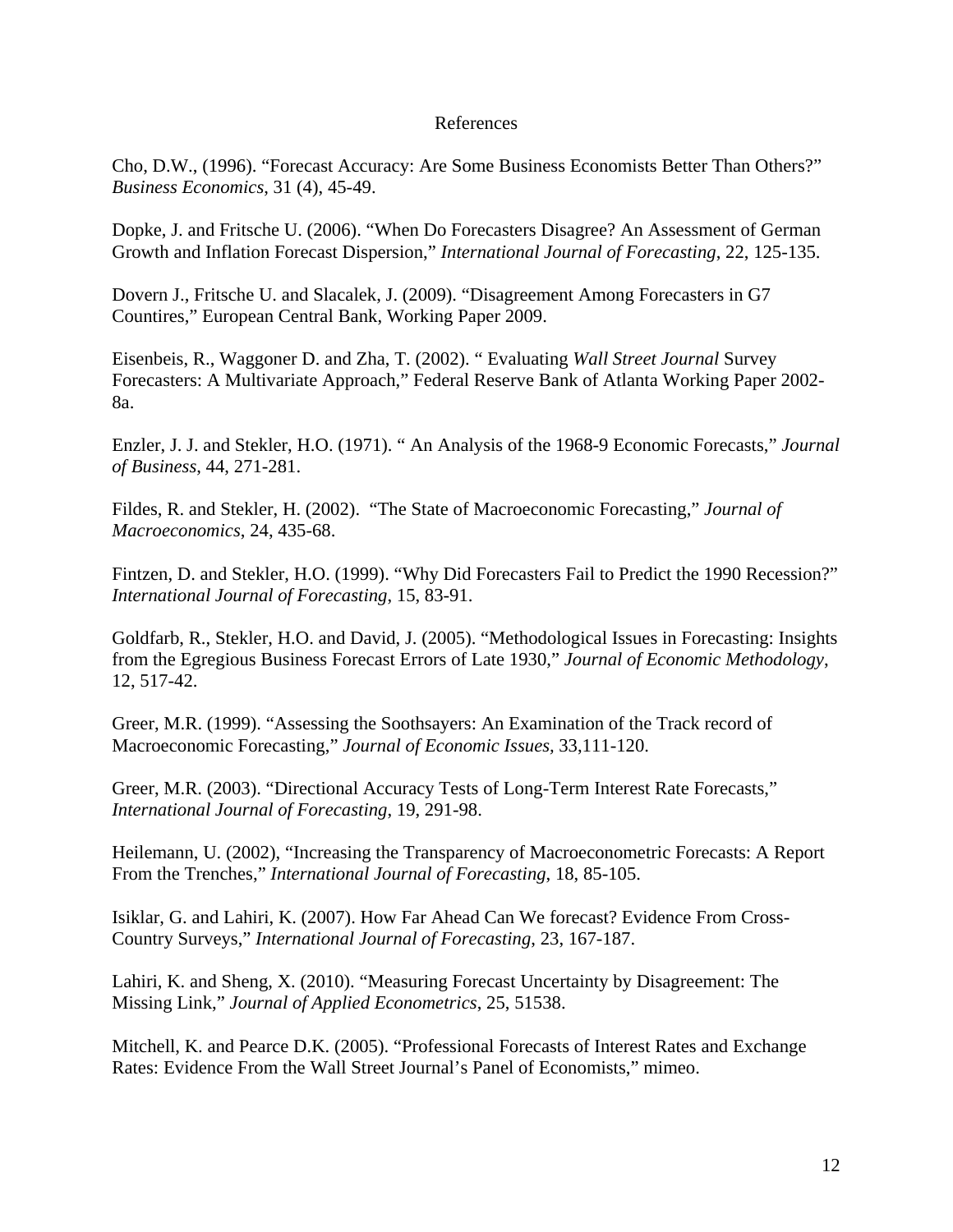# References

Cho, D.W., (1996). "Forecast Accuracy: Are Some Business Economists Better Than Others?" *Business Economics*, 31 (4), 45-49.

Dopke, J. and Fritsche U. (2006). "When Do Forecasters Disagree? An Assessment of German Growth and Inflation Forecast Dispersion," *International Journal of Forecasting*, 22, 125-135.

Dovern J., Fritsche U. and Slacalek, J. (2009). "Disagreement Among Forecasters in G7 Countires," European Central Bank, Working Paper 2009.

Eisenbeis, R., Waggoner D. and Zha, T. (2002). " Evaluating *Wall Street Journal* Survey Forecasters: A Multivariate Approach," Federal Reserve Bank of Atlanta Working Paper 2002-8a.

Enzler, J. J. and Stekler, H.O. (1971). " An Analysis of the 1968-9 Economic Forecasts," *Journal of Business*, 44, 271-281.

Fildes, R. and Stekler, H. (2002). "The State of Macroeconomic Forecasting," *Journal of Macroeconomics*, 24, 435-68.

Fintzen, D. and Stekler, H.O. (1999). "Why Did Forecasters Fail to Predict the 1990 Recession?" *International Journal of Forecasting*, 15, 83-91.

Goldfarb, R., Stekler, H.O. and David, J. (2005). "Methodological Issues in Forecasting: Insights from the Egregious Business Forecast Errors of Late 1930," *Journal of Economic Methodology*, 12, 517-42.

Greer, M.R. (1999). "Assessing the Soothsayers: An Examination of the Track record of Macroeconomic Forecasting," *Journal of Economic Issues*, 33,111-120.

Greer, M.R. (2003). "Directional Accuracy Tests of Long-Term Interest Rate Forecasts," *International Journal of Forecasting*, 19, 291-98.

Heilemann, U. (2002), "Increasing the Transparency of Macroeconometric Forecasts: A Report From the Trenches," *International Journal of Forecasting*, 18, 85-105.

Isiklar, G. and Lahiri, K. (2007). How Far Ahead Can We forecast? Evidence From Cross-Country Surveys," *International Journal of Forecasting*, 23, 167-187.

Lahiri, K. and Sheng, X. (2010). "Measuring Forecast Uncertainty by Disagreement: The Missing Link," *Journal of Applied Econometrics*, 25, 51538.

Mitchell, K. and Pearce D.K. (2005). "Professional Forecasts of Interest Rates and Exchange Rates: Evidence From the Wall Street Journal's Panel of Economists," mimeo.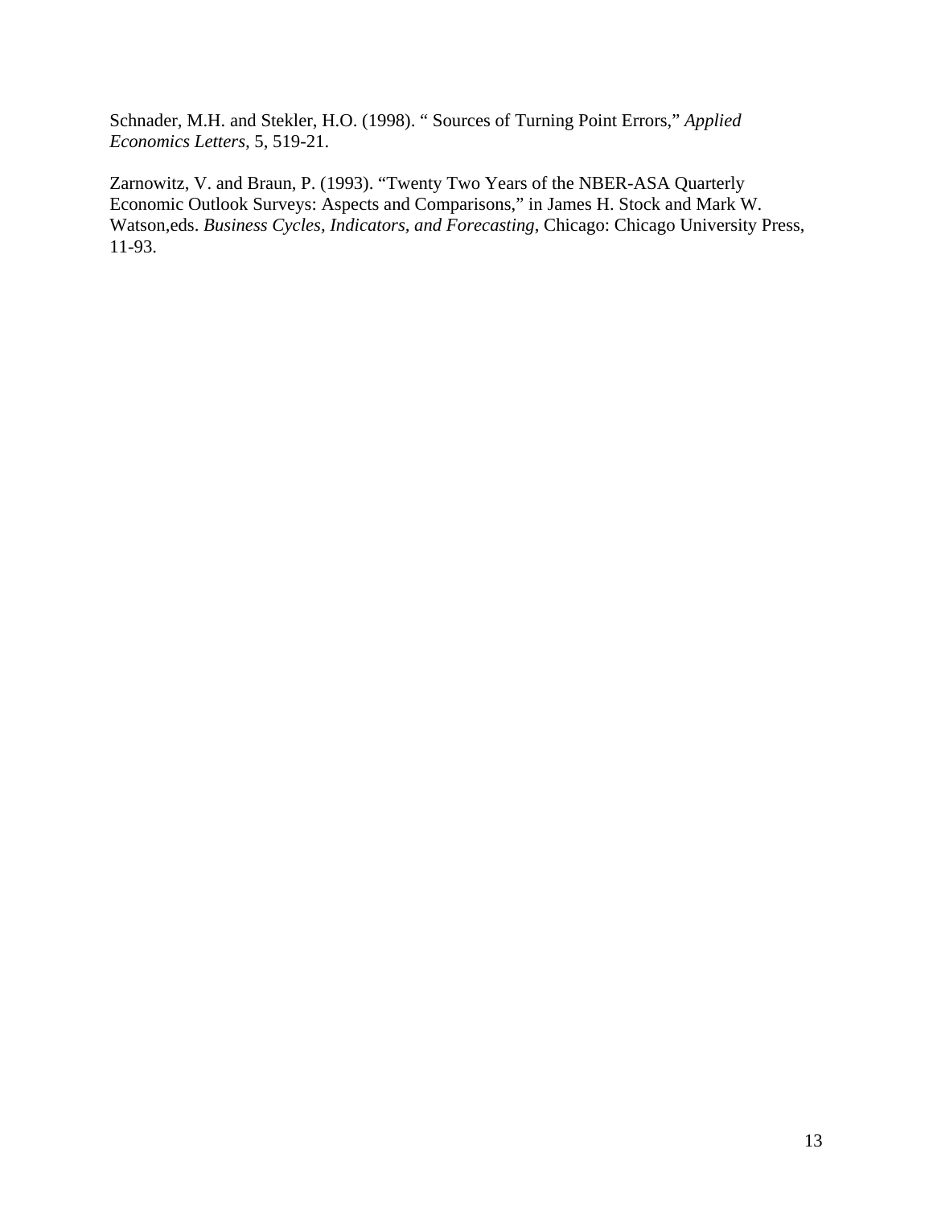Schnader, M.H. and Stekler, H.O. (1998). " Sources of Turning Point Errors," *Applied Economics Letters*, 5, 519-21.

Zarnowitz, V. and Braun, P. (1993). "Twenty Two Years of the NBER-ASA Quarterly Economic Outlook Surveys: Aspects and Comparisons," in James H. Stock and Mark W. Watson,eds. *Business Cycles, Indicators, and Forecasting*, Chicago: Chicago University Press, 11-93.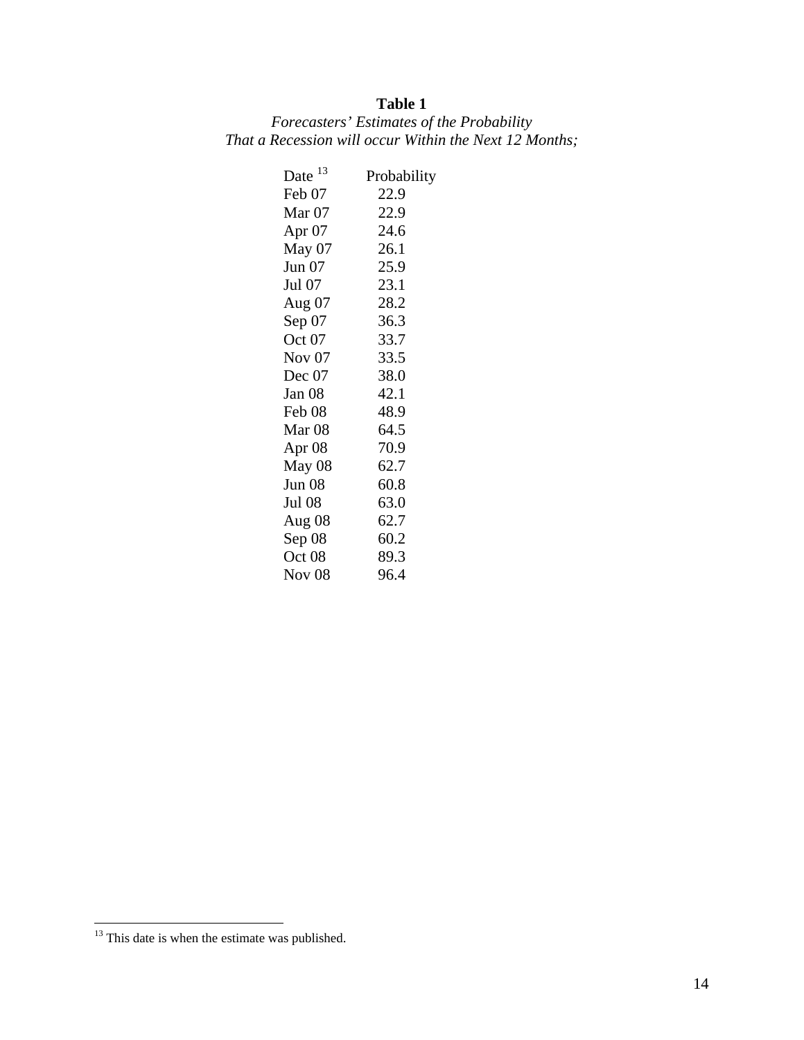**Table 1**

*Forecasters' Estimates of the Probability*
*That a Recession will occur Within the Next 12 Months;*

| Date [13] | Probability |
|---|---|
| Feb 07 | 22.9 |
| Mar 07 | 22.9 |
| Apr 07 | 24.6 |
| May 07 | 26.1 |
| Jun 07 | 25.9 |
| Jul 07 | 23.1 |
| Aug 07 | 28.2 |
| Sep 07 | 36.3 |
| Oct 07 | 33.7 |
| Nov 07 | 33.5 |
| Dec 07 | 38.0 |
| Jan 08 | 42.1 |
| Feb 08 | 48.9 |
| Mar 08 | 64.5 |
| Apr 08 | 70.9 |
| May 08 | 62.7 |
| Jun 08 | 60.8 |
| Jul 08 | 63.0 |
| Aug 08 | 62.7 |
| Sep 08 | 60.2 |
| Oct 08 | 89.3 |
| Nov 08 | 96.4 |

[13] This date is when the estimate was published.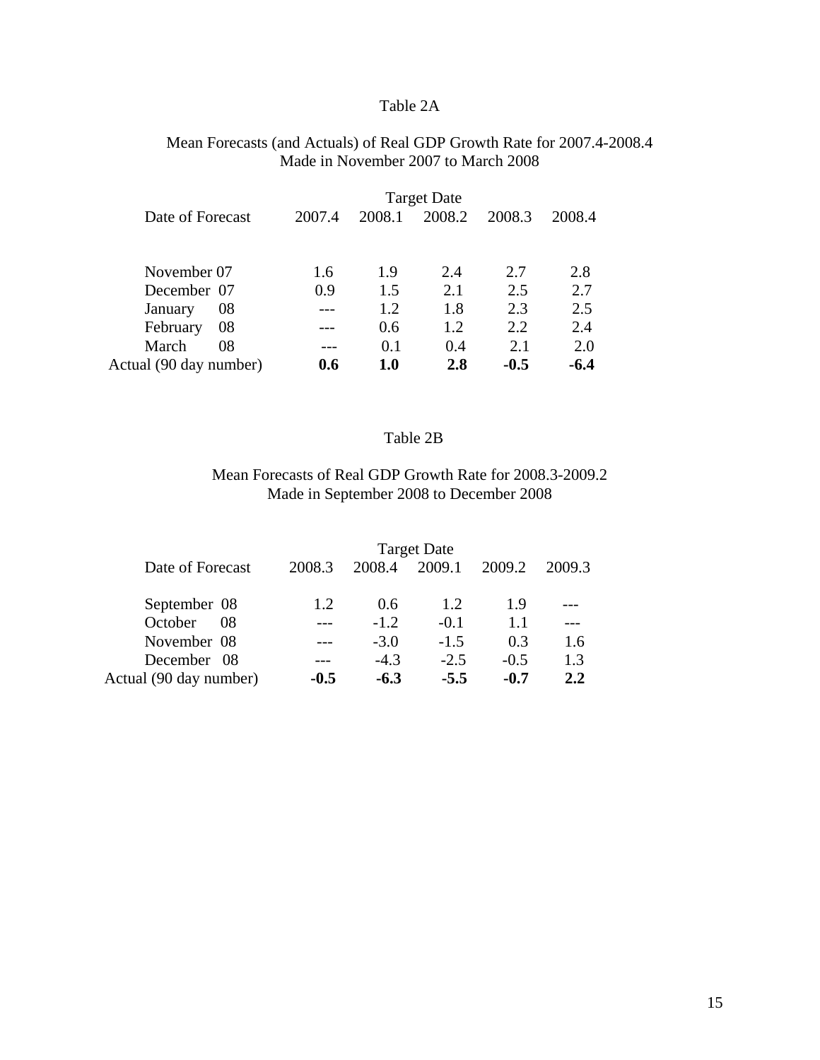Table 2A

Mean Forecasts (and Actuals) of Real GDP Growth Rate for 2007.4-2008.4
Made in November 2007 to March 2008

| | Target Date | | | | |
|---|---|---|---|---|---|
| Date of Forecast | 2007.4 | 2008.1 | 2008.2 | 2008.3 | 2008.4 |
| November 07 | 1.6 | 1.9 | 2.4 | 2.7 | 2.8 |
| December 07 | 0.9 | 1.5 | 2.1 | 2.5 | 2.7 |
| January 08 | --- | 1.2 | 1.8 | 2.3 | 2.5 |
| February 08 | --- | 0.6 | 1.2 | 2.2 | 2.4 |
| March 08 | --- | 0.1 | 0.4 | 2.1 | 2.0 |
| Actual (90 day number) | **0.6** | **1.0** | **2.8** | **-0.5** | **-6.4** |

Table 2B

Mean Forecasts of Real GDP Growth Rate for 2008.3-2009.2
Made in September 2008 to December 2008

| | Target Date | | | | |
|---|---|---|---|---|---|
| Date of Forecast | 2008.3 | 2008.4 | 2009.1 | 2009.2 | 2009.3 |
| September 08 | 1.2 | 0.6 | 1.2 | 1.9 | --- |
| October 08 | --- | -1.2 | -0.1 | 1.1 | --- |
| November 08 | --- | -3.0 | -1.5 | 0.3 | 1.6 |
| December 08 | --- | -4.3 | -2.5 | -0.5 | 1.3 |
| Actual (90 day number) | **-0.5** | **-6.3** | **-5.5** | **-0.7** | **2.2** |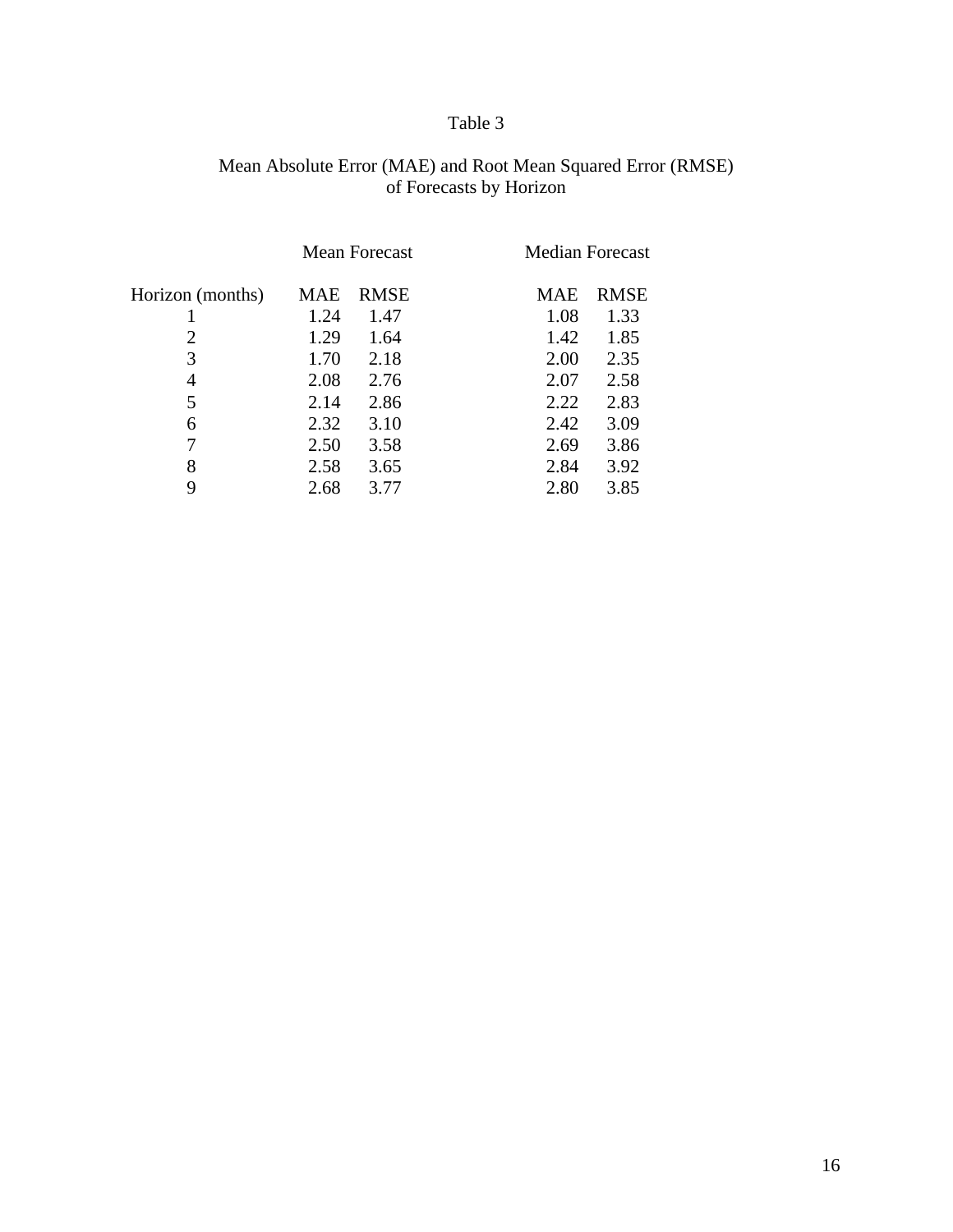# Table 3

Mean Absolute Error (MAE) and Root Mean Squared Error (RMSE) of Forecasts by Horizon

| | Mean Forecast | | Median Forecast | |
|---|---|---|---|---|
| Horizon (months) | MAE | RMSE | MAE | RMSE |
| 1 | 1.24 | 1.47 | 1.08 | 1.33 |
| 2 | 1.29 | 1.64 | 1.42 | 1.85 |
| 3 | 1.70 | 2.18 | 2.00 | 2.35 |
| 4 | 2.08 | 2.76 | 2.07 | 2.58 |
| 5 | 2.14 | 2.86 | 2.22 | 2.83 |
| 6 | 2.32 | 3.10 | 2.42 | 3.09 |
| 7 | 2.50 | 3.58 | 2.69 | 3.86 |
| 8 | 2.58 | 3.65 | 2.84 | 3.92 |
| 9 | 2.68 | 3.77 | 2.80 | 3.85 |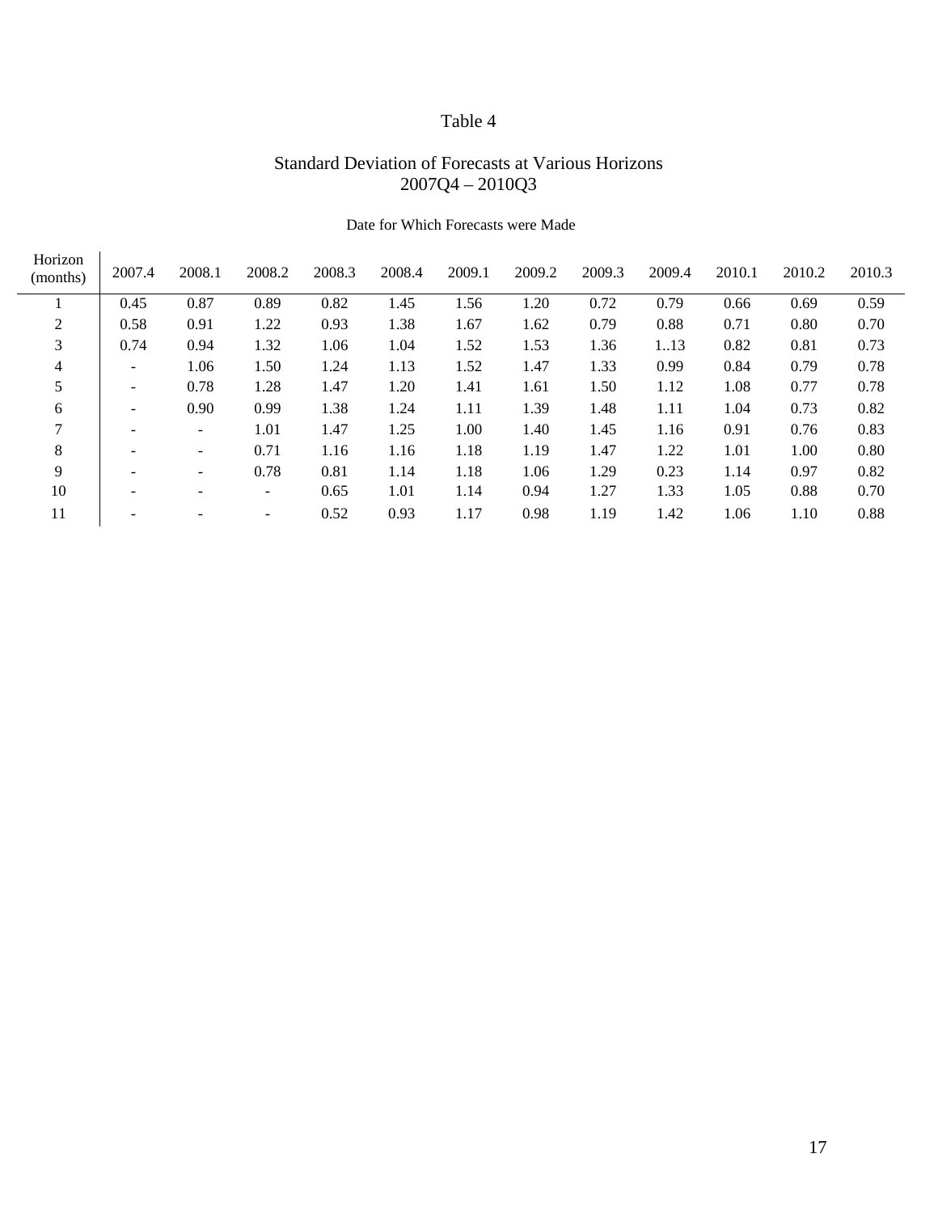Table 4

Standard Deviation of Forecasts at Various Horizons
2007Q4 – 2010Q3

Date for Which Forecasts were Made

| Horizon (months) | 2007.4 | 2008.1 | 2008.2 | 2008.3 | 2008.4 | 2009.1 | 2009.2 | 2009.3 | 2009.4 | 2010.1 | 2010.2 | 2010.3 |
|---|---|---|---|---|---|---|---|---|---|---|---|---|
| 1 | 0.45 | 0.87 | 0.89 | 0.82 | 1.45 | 1.56 | 1.20 | 0.72 | 0.79 | 0.66 | 0.69 | 0.59 |
| 2 | 0.58 | 0.91 | 1.22 | 0.93 | 1.38 | 1.67 | 1.62 | 0.79 | 0.88 | 0.71 | 0.80 | 0.70 |
| 3 | 0.74 | 0.94 | 1.32 | 1.06 | 1.04 | 1.52 | 1.53 | 1.36 | 1..13 | 0.82 | 0.81 | 0.73 |
| 4 | - | 1.06 | 1.50 | 1.24 | 1.13 | 1.52 | 1.47 | 1.33 | 0.99 | 0.84 | 0.79 | 0.78 |
| 5 | - | 0.78 | 1.28 | 1.47 | 1.20 | 1.41 | 1.61 | 1.50 | 1.12 | 1.08 | 0.77 | 0.78 |
| 6 | - | 0.90 | 0.99 | 1.38 | 1.24 | 1.11 | 1.39 | 1.48 | 1.11 | 1.04 | 0.73 | 0.82 |
| 7 | - | - | 1.01 | 1.47 | 1.25 | 1.00 | 1.40 | 1.45 | 1.16 | 0.91 | 0.76 | 0.83 |
| 8 | - | - | 0.71 | 1.16 | 1.16 | 1.18 | 1.19 | 1.47 | 1.22 | 1.01 | 1.00 | 0.80 |
| 9 | - | - | 0.78 | 0.81 | 1.14 | 1.18 | 1.06 | 1.29 | 0.23 | 1.14 | 0.97 | 0.82 |
| 10 | - | - | - | 0.65 | 1.01 | 1.14 | 0.94 | 1.27 | 1.33 | 1.05 | 0.88 | 0.70 |
| 11 | - | - | - | 0.52 | 0.93 | 1.17 | 0.98 | 1.19 | 1.42 | 1.06 | 1.10 | 0.88 |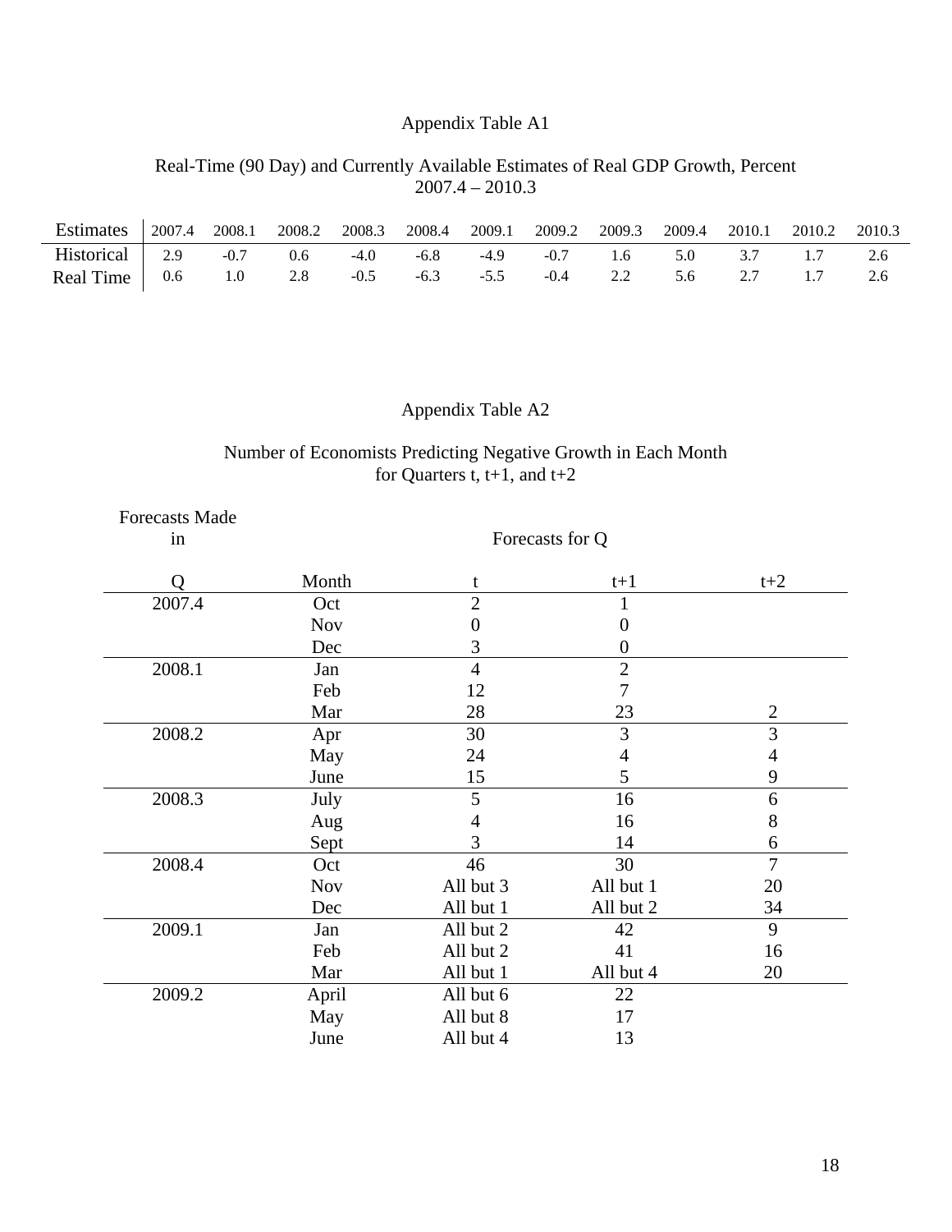Appendix Table A1

Real-Time (90 Day) and Currently Available Estimates of Real GDP Growth, Percent
2007.4 – 2010.3

| Estimates | 2007.4 | 2008.1 | 2008.2 | 2008.3 | 2008.4 | 2009.1 | 2009.2 | 2009.3 | 2009.4 | 2010.1 | 2010.2 | 2010.3 |
|---|---|---|---|---|---|---|---|---|---|---|---|---|
| Historical | 2.9 | -0.7 | 0.6 | -4.0 | -6.8 | -4.9 | -0.7 | 1.6 | 5.0 | 3.7 | 1.7 | 2.6 |
| Real Time | 0.6 | 1.0 | 2.8 | -0.5 | -6.3 | -5.5 | -0.4 | 2.2 | 5.6 | 2.7 | 1.7 | 2.6 |

Appendix Table A2

Number of Economists Predicting Negative Growth in Each Month
for Quarters t, t+1, and t+2

| Forecasts Made in | | Forecasts for Q | | |
|---|---|---|---|---|
| Q | Month | t | t+1 | t+2 |
| 2007.4 | Oct | 2 | 1 | |
| | Nov | 0 | 0 | |
| | Dec | 3 | 0 | |
| 2008.1 | Jan | 4 | 2 | |
| | Feb | 12 | 7 | |
| | Mar | 28 | 23 | 2 |
| 2008.2 | Apr | 30 | 3 | 3 |
| | May | 24 | 4 | 4 |
| | June | 15 | 5 | 9 |
| 2008.3 | July | 5 | 16 | 6 |
| | Aug | 4 | 16 | 8 |
| | Sept | 3 | 14 | 6 |
| 2008.4 | Oct | 46 | 30 | 7 |
| | Nov | All but 3 | All but 1 | 20 |
| | Dec | All but 1 | All but 2 | 34 |
| 2009.1 | Jan | All but 2 | 42 | 9 |
| | Feb | All but 2 | 41 | 16 |
| | Mar | All but 1 | All but 4 | 20 |
| 2009.2 | April | All but 6 | 22 | |
| | May | All but 8 | 17 | |
| | June | All but 4 | 13 | |